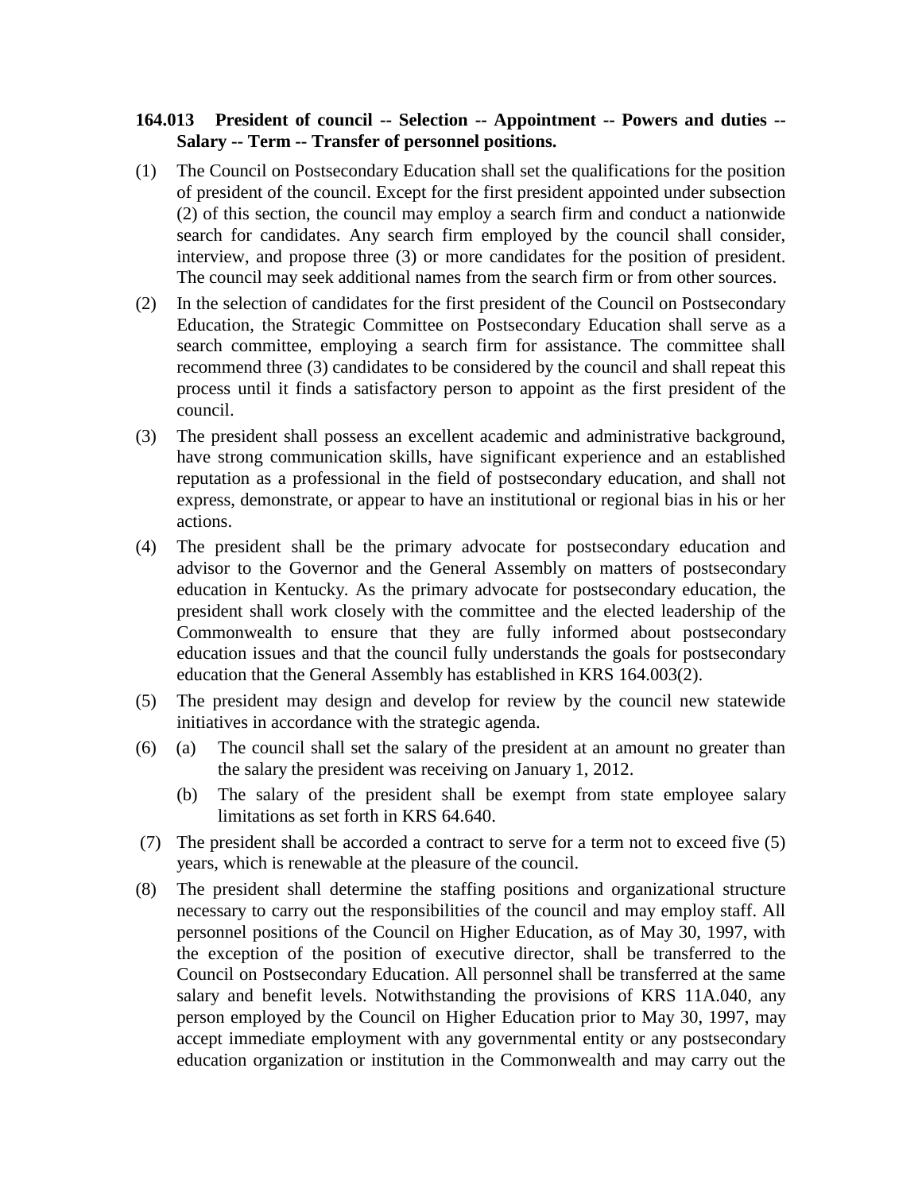**164.013 President of council -- Selection -- Appointment -- Powers and duties -- Salary -- Term -- Transfer of personnel positions.**

(1) The Council on Postsecondary Education shall set the qualifications for the position of president of the council. Except for the first president appointed under subsection (2) of this section, the council may employ a search firm and conduct a nationwide search for candidates. Any search firm employed by the council shall consider, interview, and propose three (3) or more candidates for the position of president. The council may seek additional names from the search firm or from other sources.

(2) In the selection of candidates for the first president of the Council on Postsecondary Education, the Strategic Committee on Postsecondary Education shall serve as a search committee, employing a search firm for assistance. The committee shall recommend three (3) candidates to be considered by the council and shall repeat this process until it finds a satisfactory person to appoint as the first president of the council.

(3) The president shall possess an excellent academic and administrative background, have strong communication skills, have significant experience and an established reputation as a professional in the field of postsecondary education, and shall not express, demonstrate, or appear to have an institutional or regional bias in his or her actions.

(4) The president shall be the primary advocate for postsecondary education and advisor to the Governor and the General Assembly on matters of postsecondary education in Kentucky. As the primary advocate for postsecondary education, the president shall work closely with the committee and the elected leadership of the Commonwealth to ensure that they are fully informed about postsecondary education issues and that the council fully understands the goals for postsecondary education that the General Assembly has established in KRS 164.003(2).

(5) The president may design and develop for review by the council new statewide initiatives in accordance with the strategic agenda.

(6) (a) The council shall set the salary of the president at an amount no greater than the salary the president was receiving on January 1, 2012.

(b) The salary of the president shall be exempt from state employee salary limitations as set forth in KRS 64.640.

(7) The president shall be accorded a contract to serve for a term not to exceed five (5) years, which is renewable at the pleasure of the council.

(8) The president shall determine the staffing positions and organizational structure necessary to carry out the responsibilities of the council and may employ staff. All personnel positions of the Council on Higher Education, as of May 30, 1997, with the exception of the position of executive director, shall be transferred to the Council on Postsecondary Education. All personnel shall be transferred at the same salary and benefit levels. Notwithstanding the provisions of KRS 11A.040, any person employed by the Council on Higher Education prior to May 30, 1997, may accept immediate employment with any governmental entity or any postsecondary education organization or institution in the Commonwealth and may carry out the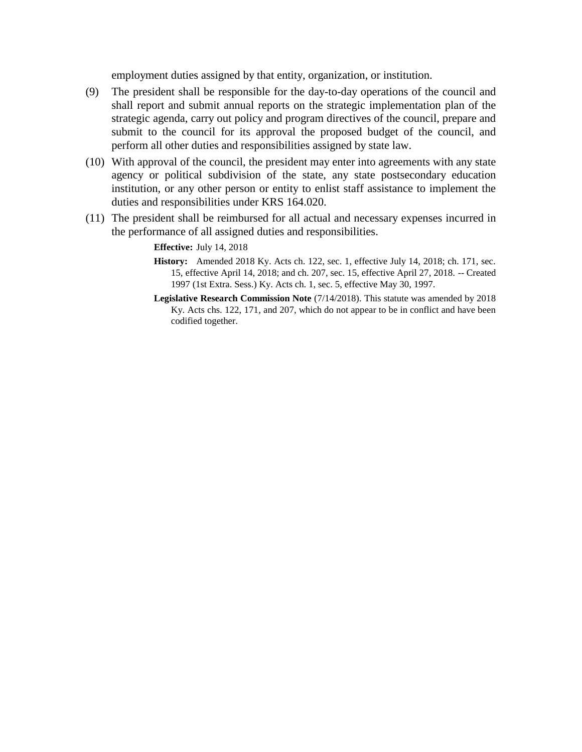employment duties assigned by that entity, organization, or institution.

(9) The president shall be responsible for the day-to-day operations of the council and shall report and submit annual reports on the strategic implementation plan of the strategic agenda, carry out policy and program directives of the council, prepare and submit to the council for its approval the proposed budget of the council, and perform all other duties and responsibilities assigned by state law.

(10) With approval of the council, the president may enter into agreements with any state agency or political subdivision of the state, any state postsecondary education institution, or any other person or entity to enlist staff assistance to implement the duties and responsibilities under KRS 164.020.

(11) The president shall be reimbursed for all actual and necessary expenses incurred in the performance of all assigned duties and responsibilities.

**Effective:** July 14, 2018

**History:** Amended 2018 Ky. Acts ch. 122, sec. 1, effective July 14, 2018; ch. 171, sec. 15, effective April 14, 2018; and ch. 207, sec. 15, effective April 27, 2018. -- Created 1997 (1st Extra. Sess.) Ky. Acts ch. 1, sec. 5, effective May 30, 1997.

**Legislative Research Commission Note** (7/14/2018). This statute was amended by 2018 Ky. Acts chs. 122, 171, and 207, which do not appear to be in conflict and have been codified together.